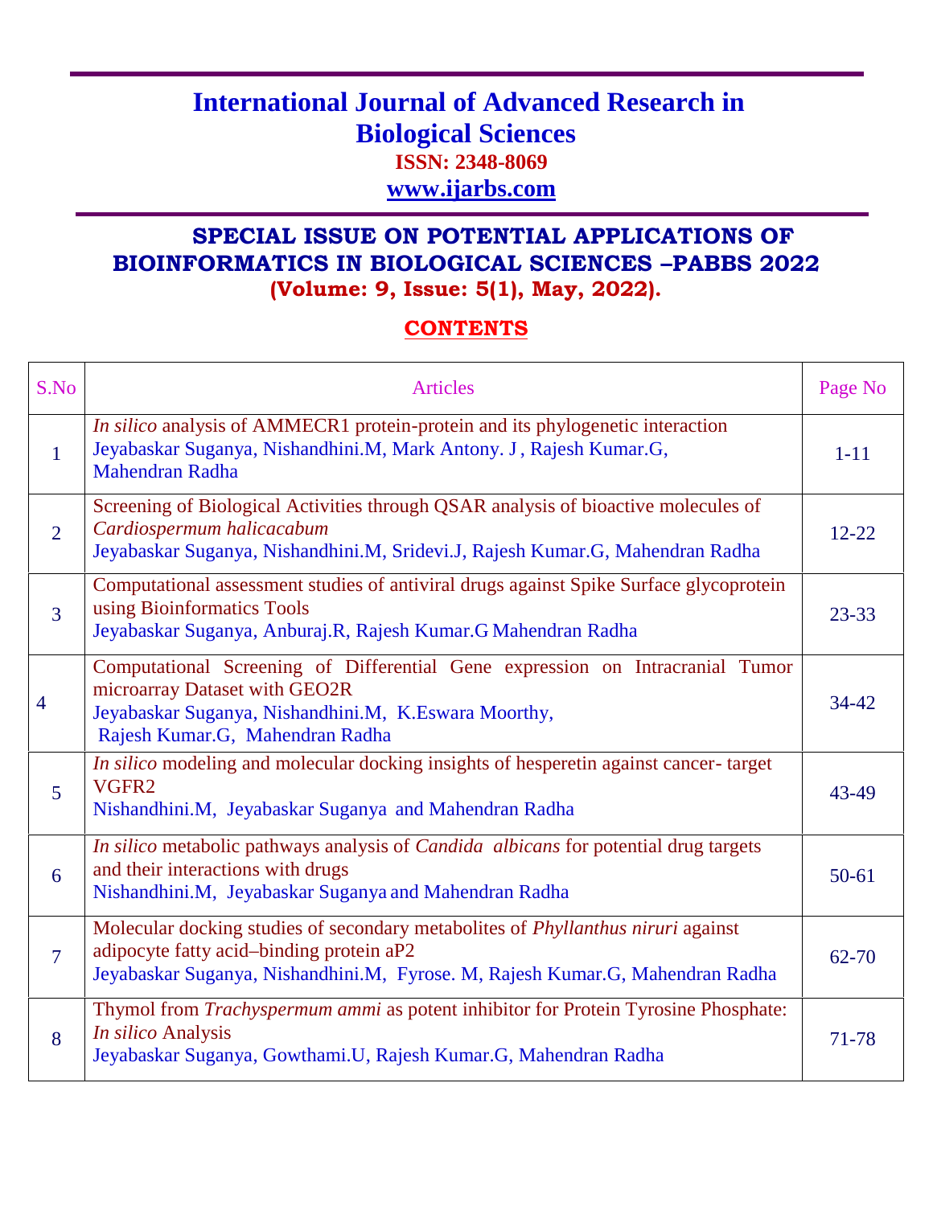# International Journal of Advanced Research in Biological Sciences

**ISSN: 2348-8069**

**www.ijarbs.com**

## SPECIAL ISSUE ON POTENTIAL APPLICATIONS OF BIOINFORMATICS IN BIOLOGICAL SCIENCES –PABBS 2022

**(Volume: 9, Issue: 5(1), May, 2022).**

### CONTENTS

| S.No | Articles | Page No |
|---|---|---|
| 1 | *In silico* analysis of AMMECR1 protein-protein and its phylogenetic interaction<br>Jeyabaskar Suganya, Nishandhini.M, Mark Antony. J , Rajesh Kumar.G, Mahendran Radha | 1-11 |
| 2 | Screening of Biological Activities through QSAR analysis of bioactive molecules of *Cardiospermum halicacabum*<br>Jeyabaskar Suganya, Nishandhini.M, Sridevi.J, Rajesh Kumar.G, Mahendran Radha | 12-22 |
| 3 | Computational assessment studies of antiviral drugs against Spike Surface glycoprotein using Bioinformatics Tools<br>Jeyabaskar Suganya, Anburaj.R, Rajesh Kumar.G Mahendran Radha | 23-33 |
| 4 | Computational Screening of Differential Gene expression on Intracranial Tumor microarray Dataset with GEO2R<br>Jeyabaskar Suganya, Nishandhini.M, K.Eswara Moorthy, Rajesh Kumar.G, Mahendran Radha | 34-42 |
| 5 | *In silico* modeling and molecular docking insights of hesperetin against cancer- target VGFR2<br>Nishandhini.M, Jeyabaskar Suganya and Mahendran Radha | 43-49 |
| 6 | *In silico* metabolic pathways analysis of *Candida albicans* for potential drug targets and their interactions with drugs<br>Nishandhini.M, Jeyabaskar Suganya and Mahendran Radha | 50-61 |
| 7 | Molecular docking studies of secondary metabolites of *Phyllanthus niruri* against adipocyte fatty acid–binding protein aP2<br>Jeyabaskar Suganya, Nishandhini.M, Fyrose. M, Rajesh Kumar.G, Mahendran Radha | 62-70 |
| 8 | Thymol from *Trachyspermum ammi* as potent inhibitor for Protein Tyrosine Phosphate: *In silico* Analysis<br>Jeyabaskar Suganya, Gowthami.U, Rajesh Kumar.G, Mahendran Radha | 71-78 |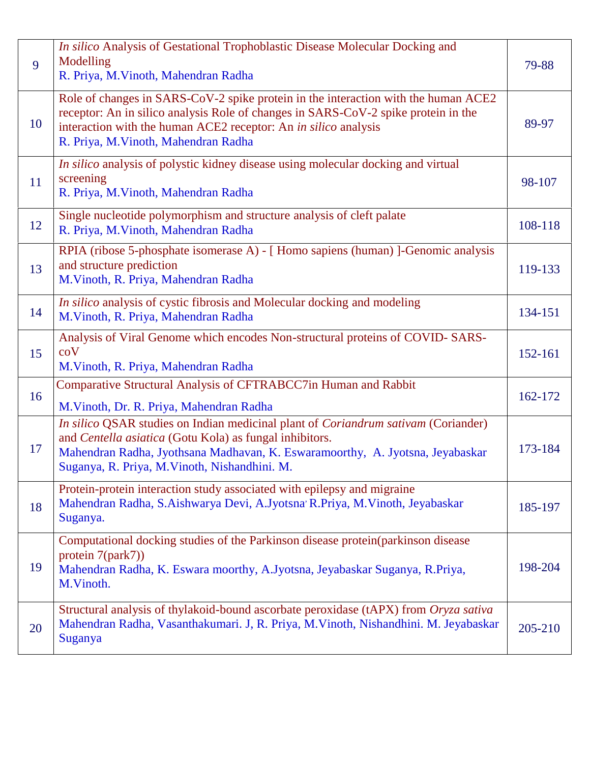| | | |
|---|---|---|
| 9 | *In silico* Analysis of Gestational Trophoblastic Disease Molecular Docking and Modelling<br>R. Priya, M.Vinoth, Mahendran Radha | 79-88 |
| 10 | Role of changes in SARS-CoV-2 spike protein in the interaction with the human ACE2 receptor: An in silico analysis Role of changes in SARS-CoV-2 spike protein in the interaction with the human ACE2 receptor: An *in silico* analysis<br>R. Priya, M.Vinoth, Mahendran Radha | 89-97 |
| 11 | *In silico* analysis of polystic kidney disease using molecular docking and virtual screening<br>R. Priya, M.Vinoth, Mahendran Radha | 98-107 |
| 12 | Single nucleotide polymorphism and structure analysis of cleft palate<br>R. Priya, M.Vinoth, Mahendran Radha | 108-118 |
| 13 | RPIA (ribose 5-phosphate isomerase A) - [ Homo sapiens (human) ]-Genomic analysis and structure prediction<br>M.Vinoth, R. Priya, Mahendran Radha | 119-133 |
| 14 | *In silico* analysis of cystic fibrosis and Molecular docking and modeling<br>M.Vinoth, R. Priya, Mahendran Radha | 134-151 |
| 15 | Analysis of Viral Genome which encodes Non-structural proteins of COVID- SARS-coV<br>M.Vinoth, R. Priya, Mahendran Radha | 152-161 |
| 16 | Comparative Structural Analysis of CFTRABCC7in Human and Rabbit<br>M.Vinoth, Dr. R. Priya, Mahendran Radha | 162-172 |
| 17 | *In silico* QSAR studies on Indian medicinal plant of *Coriandrum sativam* (Coriander) and *Centella asiatica* (Gotu Kola) as fungal inhibitors.<br>Mahendran Radha, Jyothsana Madhavan, K. Eswaramoorthy, A. Jyotsna, Jeyabaskar Suganya, R. Priya, M.Vinoth, Nishandhini. M. | 173-184 |
| 18 | Protein-protein interaction study associated with epilepsy and migraine<br>Mahendran Radha, S.Aishwarya Devi, A.Jyotsna, R.Priya, M.Vinoth, Jeyabaskar Suganya. | 185-197 |
| 19 | Computational docking studies of the Parkinson disease protein(parkinson disease protein 7(park7))<br>Mahendran Radha, K. Eswara moorthy, A.Jyotsna, Jeyabaskar Suganya, R.Priya, M.Vinoth. | 198-204 |
| 20 | Structural analysis of thylakoid-bound ascorbate peroxidase (tAPX) from *Oryza sativa*<br>Mahendran Radha, Vasanthakumari. J, R. Priya, M.Vinoth, Nishandhini. M. Jeyabaskar Suganya | 205-210 |